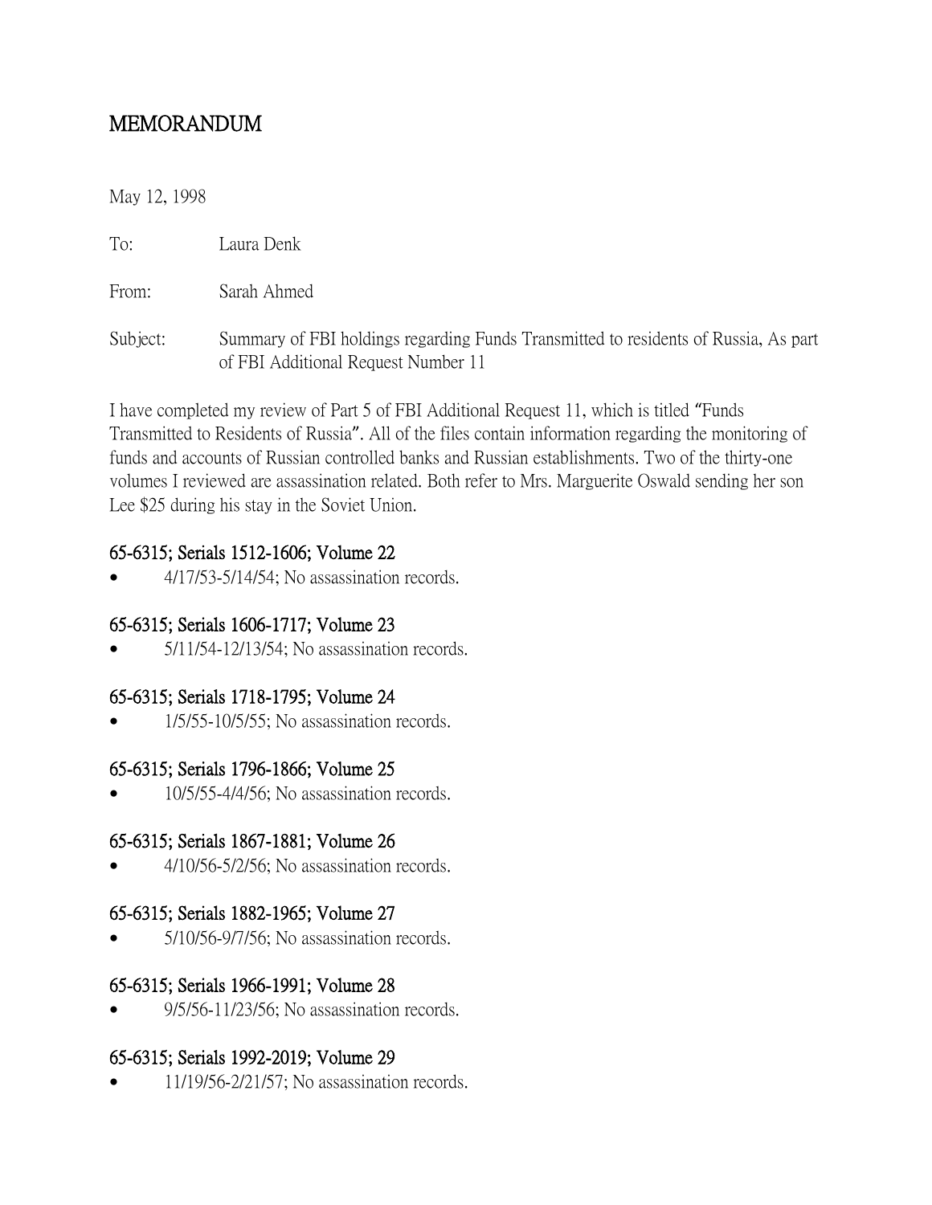# MEMORANDUM

May 12, 1998

To: Laura Denk

From: Sarah Ahmed

Subject: Summary of FBI holdings regarding Funds Transmitted to residents of Russia, As part of FBI Additional Request Number 11

I have completed my review of Part 5 of FBI Additional Request 11, which is titled "Funds Transmitted to Residents of Russia". All of the files contain information regarding the monitoring of funds and accounts of Russian controlled banks and Russian establishments. Two of the thirty-one volumes I reviewed are assassination related. Both refer to Mrs. Marguerite Oswald sending her son Lee $25 during his stay in the Soviet Union.

### 65-6315; Serials 1512-1606; Volume 22

- 4/17/53-5/14/54; No assassination records.

### 65-6315; Serials 1606-1717; Volume 23

- 5/11/54-12/13/54; No assassination records.

### 65-6315; Serials 1718-1795; Volume 24

- 1/5/55-10/5/55; No assassination records.

### 65-6315; Serials 1796-1866; Volume 25

- 10/5/55-4/4/56; No assassination records.

### 65-6315; Serials 1867-1881; Volume 26

- 4/10/56-5/2/56; No assassination records.

### 65-6315; Serials 1882-1965; Volume 27

- 5/10/56-9/7/56; No assassination records.

### 65-6315; Serials 1966-1991; Volume 28

- 9/5/56-11/23/56; No assassination records.

### 65-6315; Serials 1992-2019; Volume 29

- 11/19/56-2/21/57; No assassination records.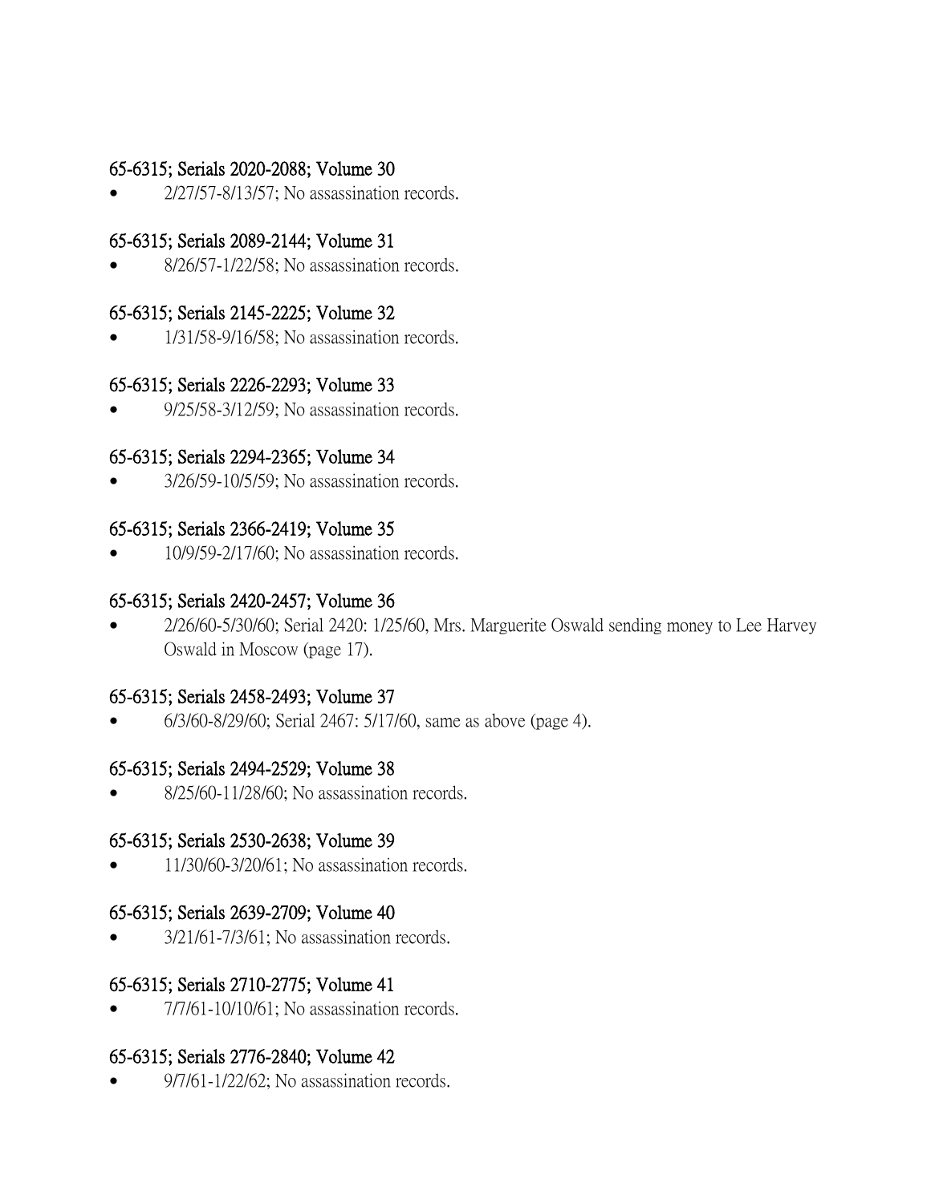### 65-6315; Serials 2020-2088; Volume 30

- 2/27/57-8/13/57; No assassination records.

### 65-6315; Serials 2089-2144; Volume 31

- 8/26/57-1/22/58; No assassination records.

### 65-6315; Serials 2145-2225; Volume 32

- 1/31/58-9/16/58; No assassination records.

### 65-6315; Serials 2226-2293; Volume 33

- 9/25/58-3/12/59; No assassination records.

### 65-6315; Serials 2294-2365; Volume 34

- 3/26/59-10/5/59; No assassination records.

### 65-6315; Serials 2366-2419; Volume 35

- 10/9/59-2/17/60; No assassination records.

### 65-6315; Serials 2420-2457; Volume 36

- 2/26/60-5/30/60; Serial 2420: 1/25/60, Mrs. Marguerite Oswald sending money to Lee Harvey Oswald in Moscow (page 17).

### 65-6315; Serials 2458-2493; Volume 37

- 6/3/60-8/29/60; Serial 2467: 5/17/60, same as above (page 4).

### 65-6315; Serials 2494-2529; Volume 38

- 8/25/60-11/28/60; No assassination records.

### 65-6315; Serials 2530-2638; Volume 39

- 11/30/60-3/20/61; No assassination records.

### 65-6315; Serials 2639-2709; Volume 40

- 3/21/61-7/3/61; No assassination records.

### 65-6315; Serials 2710-2775; Volume 41

- 7/7/61-10/10/61; No assassination records.

### 65-6315; Serials 2776-2840; Volume 42

- 9/7/61-1/22/62; No assassination records.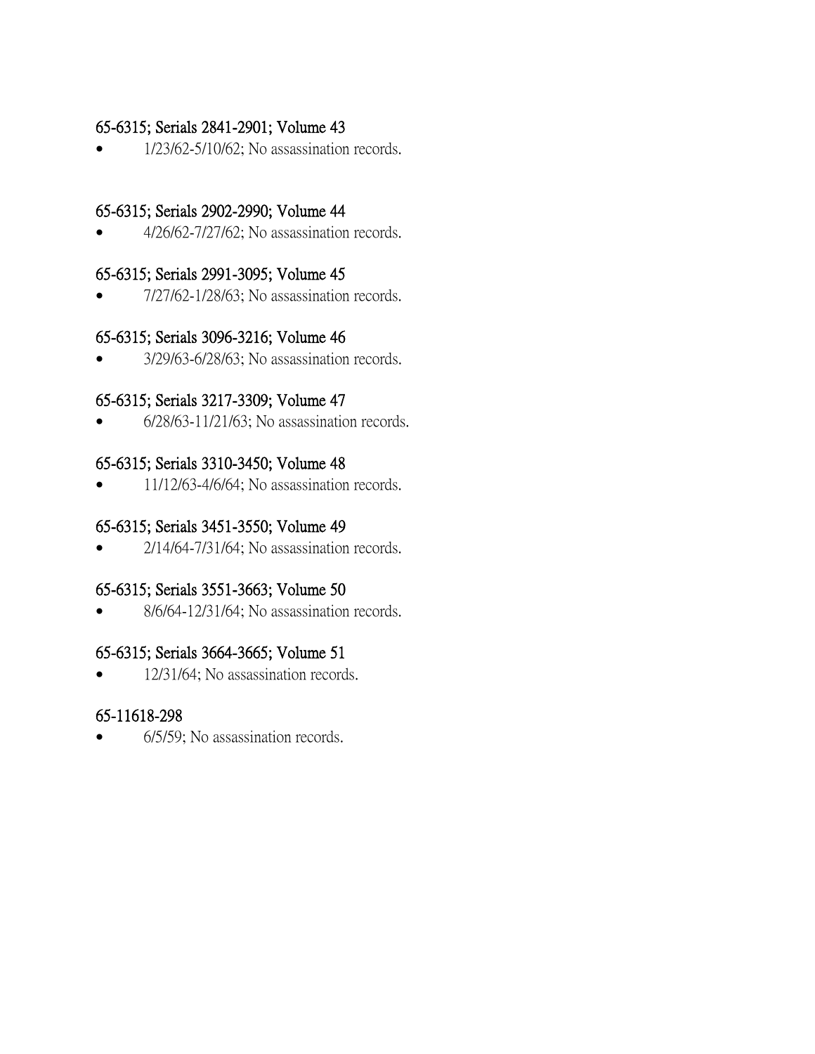65-6315; Serials 2841-2901; Volume 43

- 1/23/62-5/10/62; No assassination records.

65-6315; Serials 2902-2990; Volume 44

- 4/26/62-7/27/62; No assassination records.

65-6315; Serials 2991-3095; Volume 45

- 7/27/62-1/28/63; No assassination records.

65-6315; Serials 3096-3216; Volume 46

- 3/29/63-6/28/63; No assassination records.

65-6315; Serials 3217-3309; Volume 47

- 6/28/63-11/21/63; No assassination records.

65-6315; Serials 3310-3450; Volume 48

- 11/12/63-4/6/64; No assassination records.

65-6315; Serials 3451-3550; Volume 49

- 2/14/64-7/31/64; No assassination records.

65-6315; Serials 3551-3663; Volume 50

- 8/6/64-12/31/64; No assassination records.

65-6315; Serials 3664-3665; Volume 51

- 12/31/64; No assassination records.

65-11618-298

- 6/5/59; No assassination records.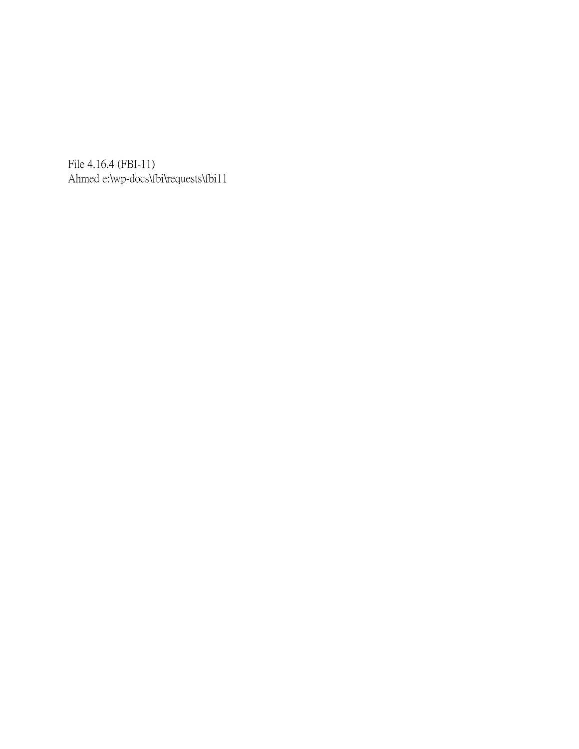File 4.16.4 (FBI-11)
Ahmed e:\wp-docs\fbi\requests\fbi11